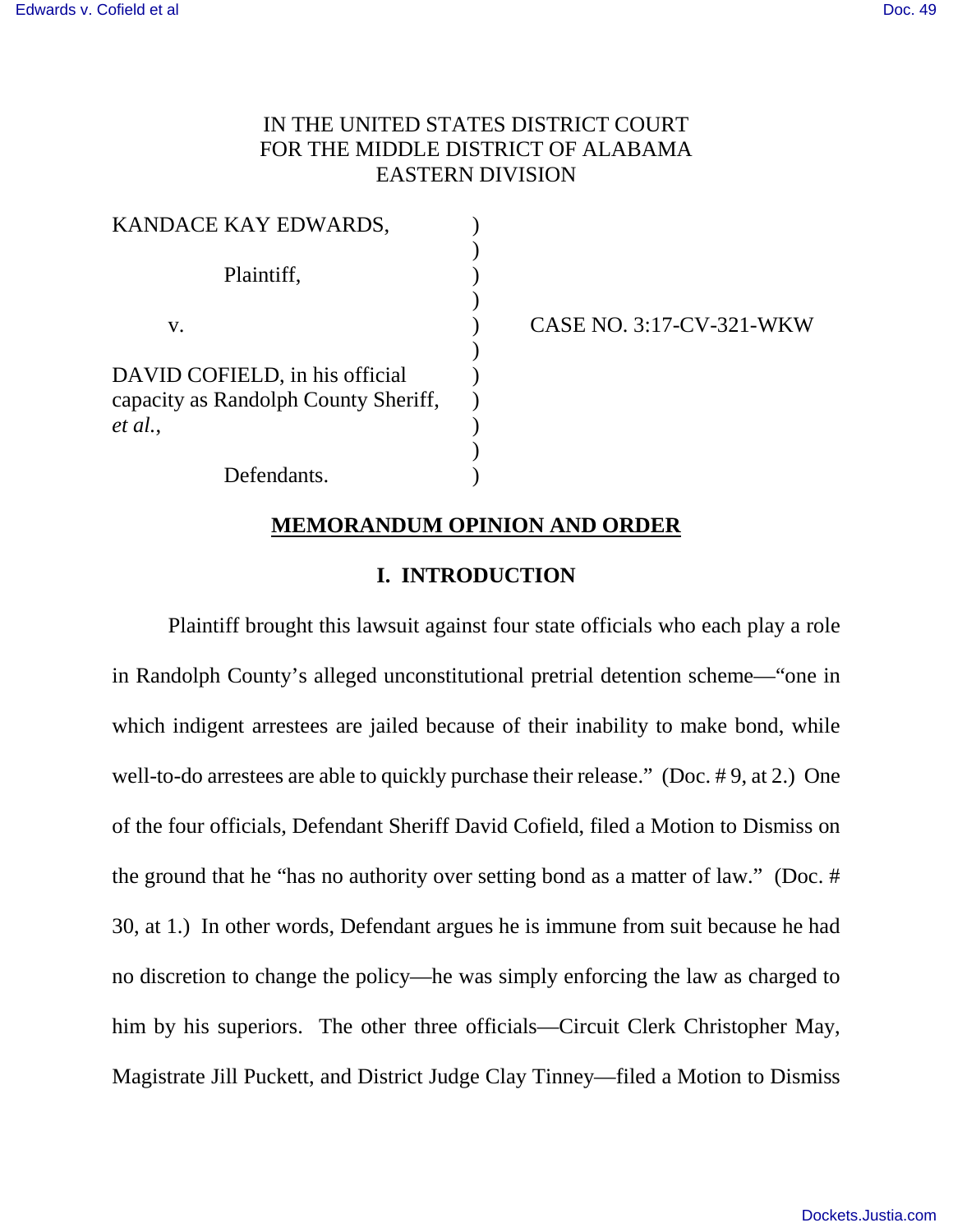IN THE UNITED STATES DISTRICT COURT
FOR THE MIDDLE DISTRICT OF ALABAMA
EASTERN DIVISION

KANDACE KAY EDWARDS,
Plaintiff,
v.
DAVID COFIELD, in his official capacity as Randolph County Sheriff, *et al.*,
Defendants.

CASE NO. 3:17-CV-321-WKW

**MEMORANDUM OPINION AND ORDER**

## I. INTRODUCTION

Plaintiff brought this lawsuit against four state officials who each play a role in Randolph County's alleged unconstitutional pretrial detention scheme—"one in which indigent arrestees are jailed because of their inability to make bond, while well-to-do arrestees are able to quickly purchase their release." (Doc. # 9, at 2.) One of the four officials, Defendant Sheriff David Cofield, filed a Motion to Dismiss on the ground that he "has no authority over setting bond as a matter of law." (Doc. # 30, at 1.) In other words, Defendant argues he is immune from suit because he had no discretion to change the policy—he was simply enforcing the law as charged to him by his superiors. The other three officials—Circuit Clerk Christopher May, Magistrate Jill Puckett, and District Judge Clay Tinney—filed a Motion to Dismiss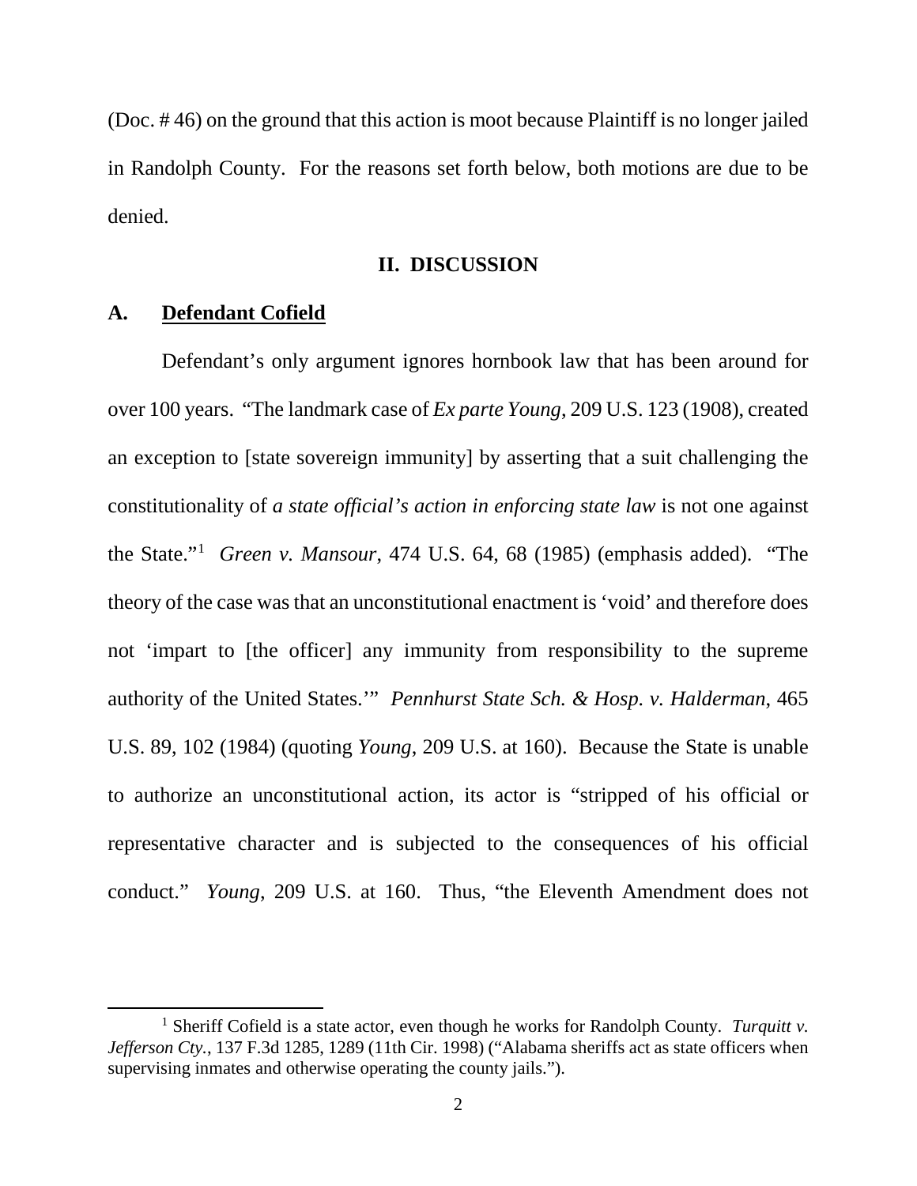(Doc. # 46) on the ground that this action is moot because Plaintiff is no longer jailed in Randolph County. For the reasons set forth below, both motions are due to be denied.

## II. DISCUSSION

### A. Defendant Cofield

Defendant's only argument ignores hornbook law that has been around for over 100 years. "The landmark case of *Ex parte Young*, 209 U.S. 123 (1908), created an exception to [state sovereign immunity] by asserting that a suit challenging the constitutionality of *a state official's action in enforcing state law* is not one against the State."[1] *Green v. Mansour*, 474 U.S. 64, 68 (1985) (emphasis added). "The theory of the case was that an unconstitutional enactment is 'void' and therefore does not 'impart to [the officer] any immunity from responsibility to the supreme authority of the United States.'" *Pennhurst State Sch. & Hosp. v. Halderman*, 465 U.S. 89, 102 (1984) (quoting *Young*, 209 U.S. at 160). Because the State is unable to authorize an unconstitutional action, its actor is "stripped of his official or representative character and is subjected to the consequences of his official conduct." *Young*, 209 U.S. at 160. Thus, "the Eleventh Amendment does not

[1] Sheriff Cofield is a state actor, even though he works for Randolph County. *Turquitt v. Jefferson Cty.*, 137 F.3d 1285, 1289 (11th Cir. 1998) ("Alabama sheriffs act as state officers when supervising inmates and otherwise operating the county jails.").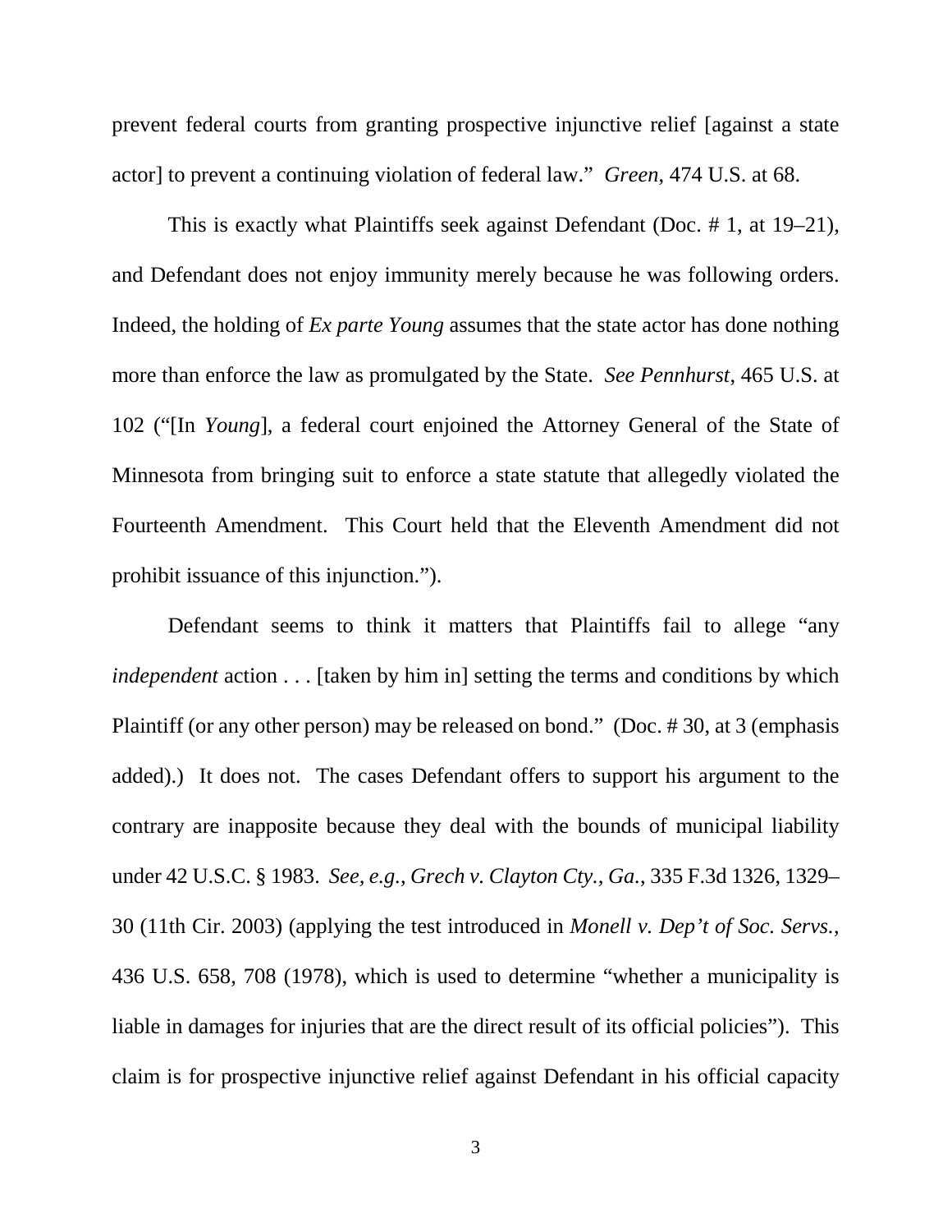prevent federal courts from granting prospective injunctive relief [against a state actor] to prevent a continuing violation of federal law." *Green*, 474 U.S. at 68.

This is exactly what Plaintiffs seek against Defendant (Doc. # 1, at 19–21), and Defendant does not enjoy immunity merely because he was following orders. Indeed, the holding of *Ex parte Young* assumes that the state actor has done nothing more than enforce the law as promulgated by the State. *See Pennhurst*, 465 U.S. at 102 ("[In *Young*], a federal court enjoined the Attorney General of the State of Minnesota from bringing suit to enforce a state statute that allegedly violated the Fourteenth Amendment. This Court held that the Eleventh Amendment did not prohibit issuance of this injunction.").

Defendant seems to think it matters that Plaintiffs fail to allege "any *independent* action . . . [taken by him in] setting the terms and conditions by which Plaintiff (or any other person) may be released on bond." (Doc. # 30, at 3 (emphasis added).) It does not. The cases Defendant offers to support his argument to the contrary are inapposite because they deal with the bounds of municipal liability under 42 U.S.C. § 1983. *See, e.g.*, *Grech v. Clayton Cty., Ga.*, 335 F.3d 1326, 1329–30 (11th Cir. 2003) (applying the test introduced in *Monell v. Dep't of Soc. Servs.*, 436 U.S. 658, 708 (1978), which is used to determine "whether a municipality is liable in damages for injuries that are the direct result of its official policies"). This claim is for prospective injunctive relief against Defendant in his official capacity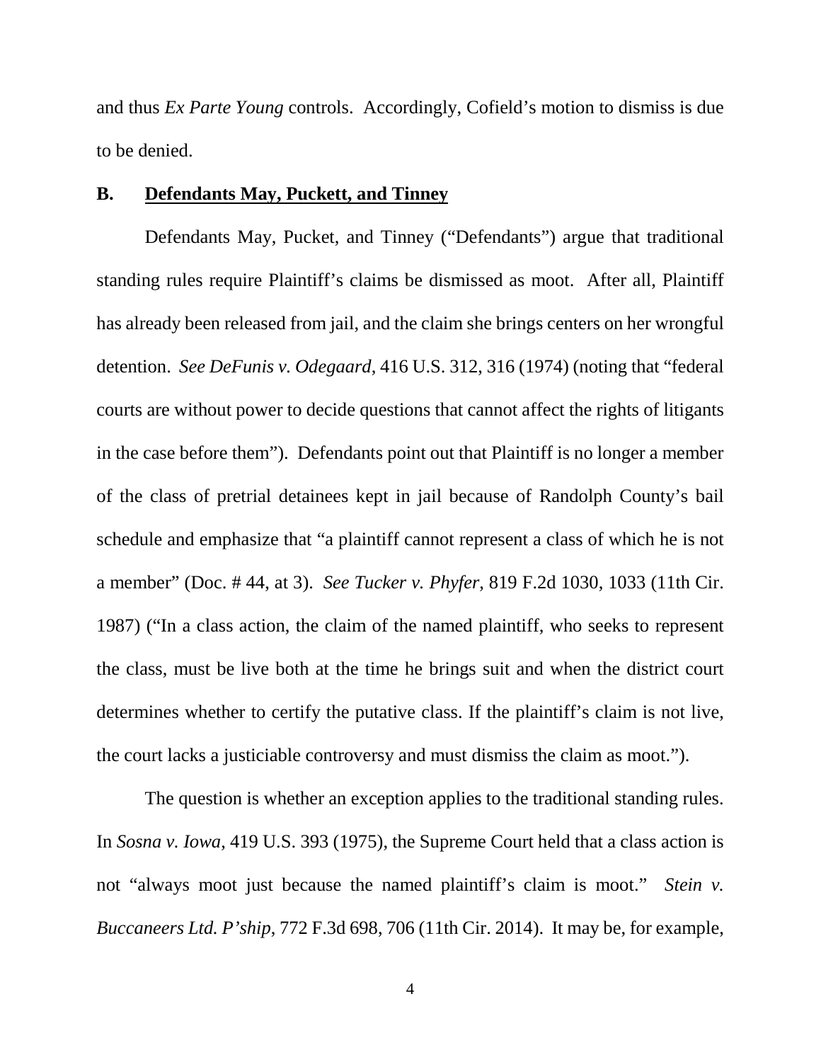and thus *Ex Parte Young* controls. Accordingly, Cofield's motion to dismiss is due to be denied.

## B. <u>Defendants May, Puckett, and Tinney</u>

Defendants May, Pucket, and Tinney ("Defendants") argue that traditional standing rules require Plaintiff's claims be dismissed as moot. After all, Plaintiff has already been released from jail, and the claim she brings centers on her wrongful detention. *See DeFunis v. Odegaard*, 416 U.S. 312, 316 (1974) (noting that "federal courts are without power to decide questions that cannot affect the rights of litigants in the case before them"). Defendants point out that Plaintiff is no longer a member of the class of pretrial detainees kept in jail because of Randolph County's bail schedule and emphasize that "a plaintiff cannot represent a class of which he is not a member" (Doc. # 44, at 3). *See Tucker v. Phyfer*, 819 F.2d 1030, 1033 (11th Cir. 1987) ("In a class action, the claim of the named plaintiff, who seeks to represent the class, must be live both at the time he brings suit and when the district court determines whether to certify the putative class. If the plaintiff's claim is not live, the court lacks a justiciable controversy and must dismiss the claim as moot.").

The question is whether an exception applies to the traditional standing rules. In *Sosna v. Iowa*, 419 U.S. 393 (1975), the Supreme Court held that a class action is not "always moot just because the named plaintiff's claim is moot." *Stein v. Buccaneers Ltd. P'ship*, 772 F.3d 698, 706 (11th Cir. 2014). It may be, for example,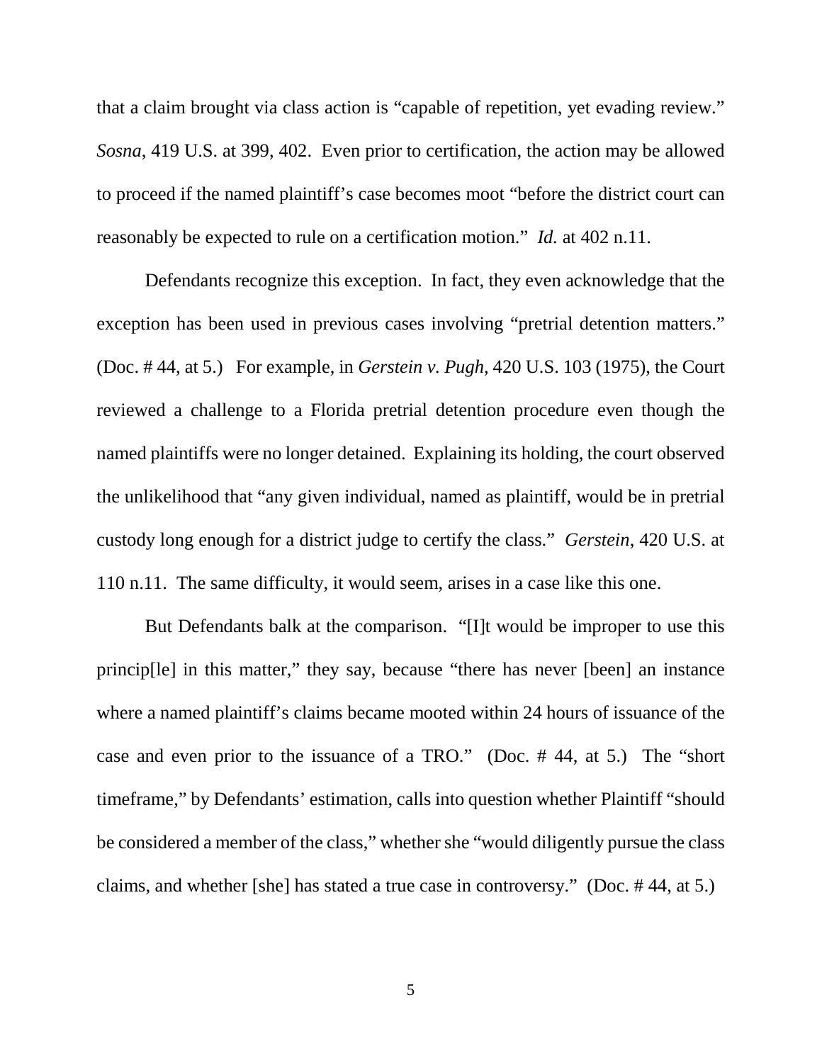that a claim brought via class action is "capable of repetition, yet evading review." *Sosna*, 419 U.S. at 399, 402. Even prior to certification, the action may be allowed to proceed if the named plaintiff's case becomes moot "before the district court can reasonably be expected to rule on a certification motion." *Id.* at 402 n.11.

Defendants recognize this exception. In fact, they even acknowledge that the exception has been used in previous cases involving "pretrial detention matters." (Doc. # 44, at 5.) For example, in *Gerstein v. Pugh*, 420 U.S. 103 (1975), the Court reviewed a challenge to a Florida pretrial detention procedure even though the named plaintiffs were no longer detained. Explaining its holding, the court observed the unlikelihood that "any given individual, named as plaintiff, would be in pretrial custody long enough for a district judge to certify the class." *Gerstein*, 420 U.S. at 110 n.11. The same difficulty, it would seem, arises in a case like this one.

But Defendants balk at the comparison. "[I]t would be improper to use this princip[le] in this matter," they say, because "there has never [been] an instance where a named plaintiff's claims became mooted within 24 hours of issuance of the case and even prior to the issuance of a TRO." (Doc. # 44, at 5.) The "short timeframe," by Defendants' estimation, calls into question whether Plaintiff "should be considered a member of the class," whether she "would diligently pursue the class claims, and whether [she] has stated a true case in controversy." (Doc. # 44, at 5.)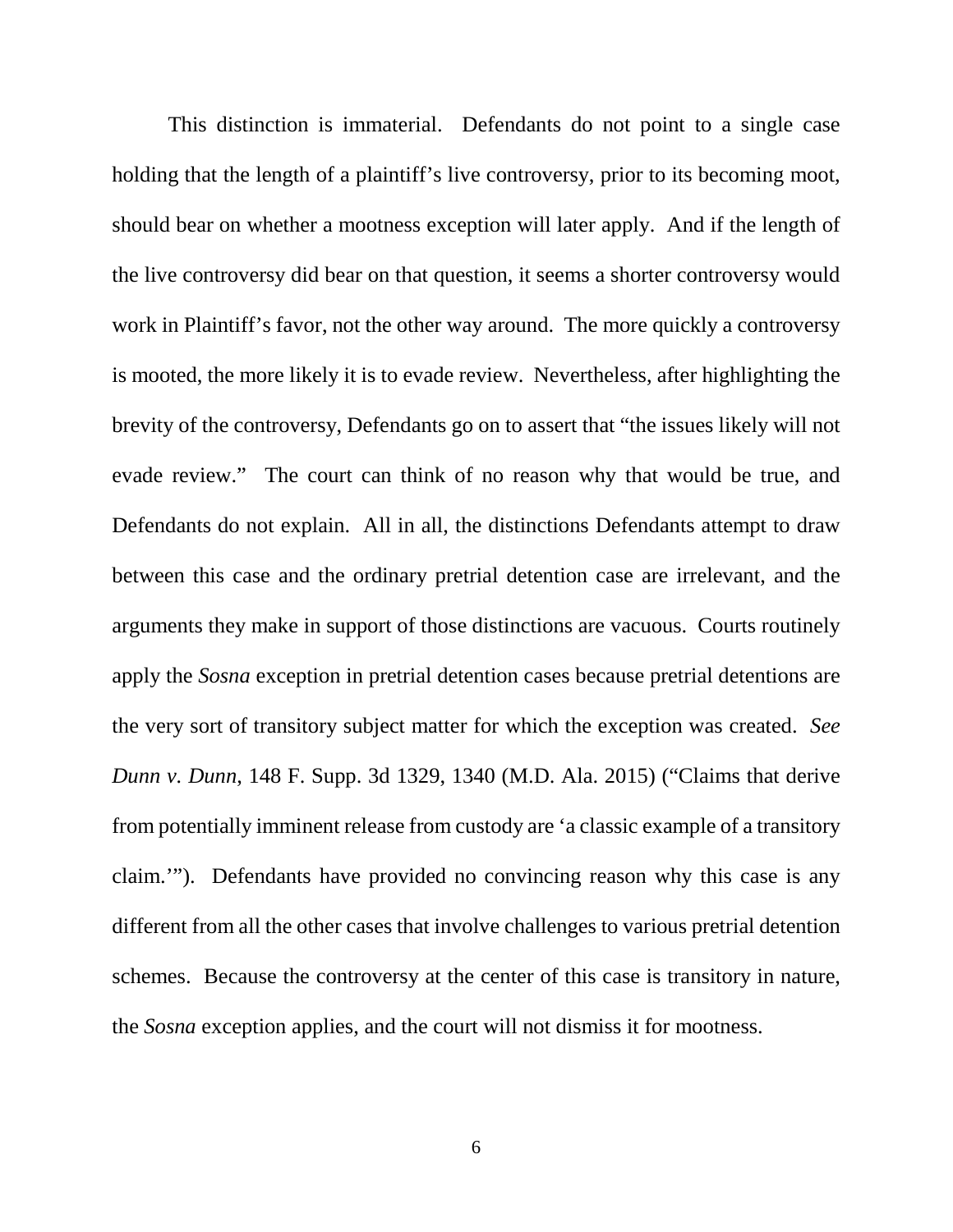This distinction is immaterial. Defendants do not point to a single case holding that the length of a plaintiff's live controversy, prior to its becoming moot, should bear on whether a mootness exception will later apply. And if the length of the live controversy did bear on that question, it seems a shorter controversy would work in Plaintiff's favor, not the other way around. The more quickly a controversy is mooted, the more likely it is to evade review. Nevertheless, after highlighting the brevity of the controversy, Defendants go on to assert that "the issues likely will not evade review." The court can think of no reason why that would be true, and Defendants do not explain. All in all, the distinctions Defendants attempt to draw between this case and the ordinary pretrial detention case are irrelevant, and the arguments they make in support of those distinctions are vacuous. Courts routinely apply the *Sosna* exception in pretrial detention cases because pretrial detentions are the very sort of transitory subject matter for which the exception was created. *See Dunn v. Dunn*, 148 F. Supp. 3d 1329, 1340 (M.D. Ala. 2015) ("Claims that derive from potentially imminent release from custody are 'a classic example of a transitory claim.'"). Defendants have provided no convincing reason why this case is any different from all the other cases that involve challenges to various pretrial detention schemes. Because the controversy at the center of this case is transitory in nature, the *Sosna* exception applies, and the court will not dismiss it for mootness.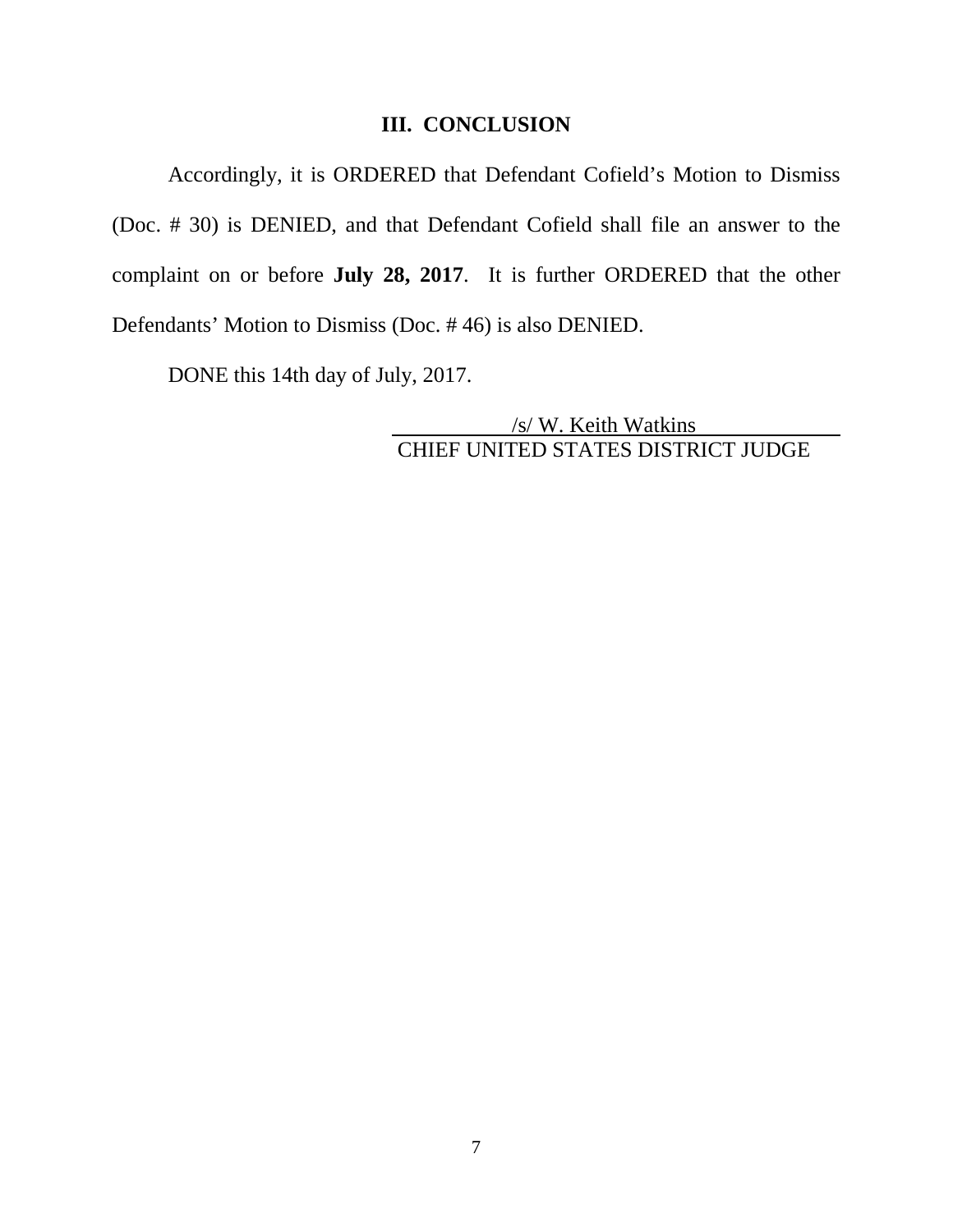## III. CONCLUSION

Accordingly, it is ORDERED that Defendant Cofield's Motion to Dismiss (Doc. # 30) is DENIED, and that Defendant Cofield shall file an answer to the complaint on or before **July 28, 2017**. It is further ORDERED that the other Defendants' Motion to Dismiss (Doc. # 46) is also DENIED.

DONE this 14th day of July, 2017.

/s/ W. Keith Watkins
CHIEF UNITED STATES DISTRICT JUDGE